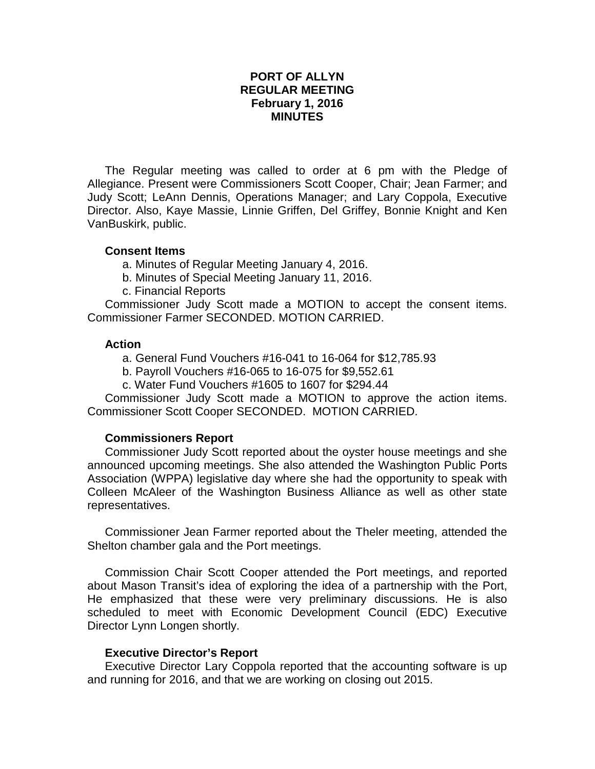# PORT OF ALLYN
# REGULAR MEETING
# February 1, 2016
# MINUTES

The Regular meeting was called to order at 6 pm with the Pledge of Allegiance. Present were Commissioners Scott Cooper, Chair; Jean Farmer; and Judy Scott; LeAnn Dennis, Operations Manager; and Lary Coppola, Executive Director. Also, Kaye Massie, Linnie Griffen, Del Griffey, Bonnie Knight and Ken VanBuskirk, public.

**Consent Items**

a. Minutes of Regular Meeting January 4, 2016.

b. Minutes of Special Meeting January 11, 2016.

c. Financial Reports

Commissioner Judy Scott made a MOTION to accept the consent items. Commissioner Farmer SECONDED. MOTION CARRIED.

**Action**

a. General Fund Vouchers #16-041 to 16-064 for $12,785.93

b. Payroll Vouchers #16-065 to 16-075 for $9,552.61

c. Water Fund Vouchers #1605 to 1607 for $294.44

Commissioner Judy Scott made a MOTION to approve the action items. Commissioner Scott Cooper SECONDED. MOTION CARRIED.

**Commissioners Report**

Commissioner Judy Scott reported about the oyster house meetings and she announced upcoming meetings. She also attended the Washington Public Ports Association (WPPA) legislative day where she had the opportunity to speak with Colleen McAleer of the Washington Business Alliance as well as other state representatives.

Commissioner Jean Farmer reported about the Theler meeting, attended the Shelton chamber gala and the Port meetings.

Commission Chair Scott Cooper attended the Port meetings, and reported about Mason Transit's idea of exploring the idea of a partnership with the Port, He emphasized that these were very preliminary discussions. He is also scheduled to meet with Economic Development Council (EDC) Executive Director Lynn Longen shortly.

**Executive Director's Report**

Executive Director Lary Coppola reported that the accounting software is up and running for 2016, and that we are working on closing out 2015.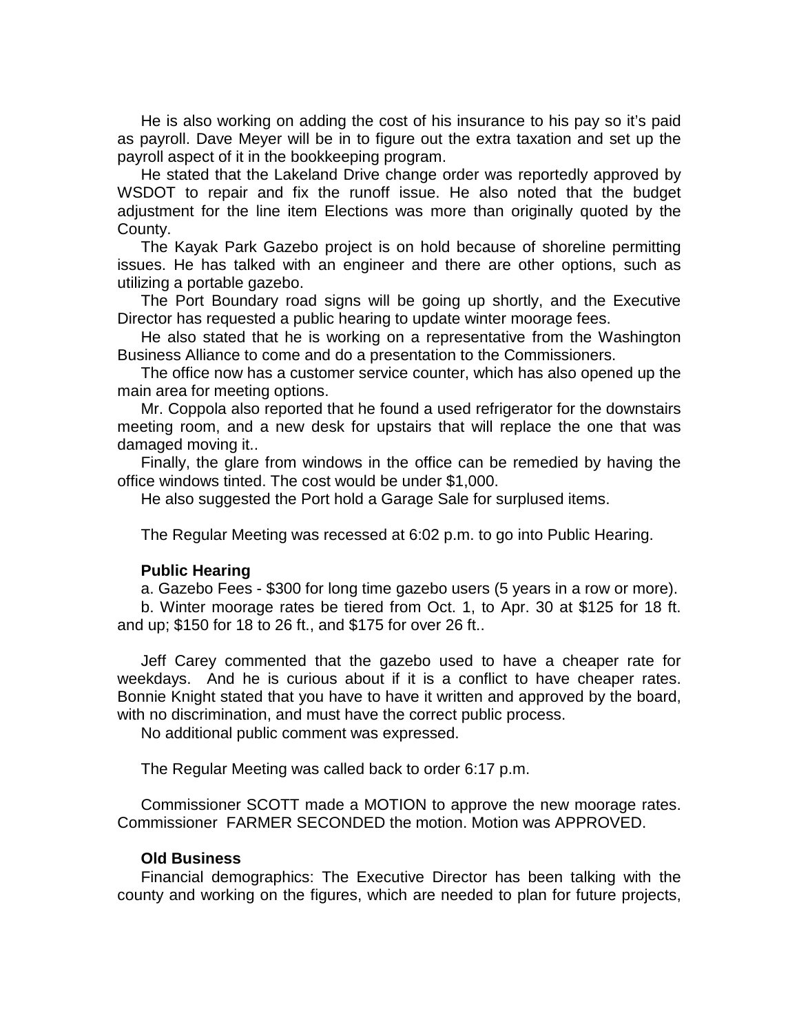He is also working on adding the cost of his insurance to his pay so it's paid as payroll. Dave Meyer will be in to figure out the extra taxation and set up the payroll aspect of it in the bookkeeping program.

He stated that the Lakeland Drive change order was reportedly approved by WSDOT to repair and fix the runoff issue. He also noted that the budget adjustment for the line item Elections was more than originally quoted by the County.

The Kayak Park Gazebo project is on hold because of shoreline permitting issues. He has talked with an engineer and there are other options, such as utilizing a portable gazebo.

The Port Boundary road signs will be going up shortly, and the Executive Director has requested a public hearing to update winter moorage fees.

He also stated that he is working on a representative from the Washington Business Alliance to come and do a presentation to the Commissioners.

The office now has a customer service counter, which has also opened up the main area for meeting options.

Mr. Coppola also reported that he found a used refrigerator for the downstairs meeting room, and a new desk for upstairs that will replace the one that was damaged moving it..

Finally, the glare from windows in the office can be remedied by having the office windows tinted. The cost would be under $1,000.

He also suggested the Port hold a Garage Sale for surplused items.

The Regular Meeting was recessed at 6:02 p.m. to go into Public Hearing.

**Public Hearing**

a. Gazebo Fees - $300 for long time gazebo users (5 years in a row or more).

b. Winter moorage rates be tiered from Oct. 1, to Apr. 30 at $125 for 18 ft. and up; $150 for 18 to 26 ft., and $175 for over 26 ft..

Jeff Carey commented that the gazebo used to have a cheaper rate for weekdays. And he is curious about if it is a conflict to have cheaper rates. Bonnie Knight stated that you have to have it written and approved by the board, with no discrimination, and must have the correct public process.

No additional public comment was expressed.

The Regular Meeting was called back to order 6:17 p.m.

Commissioner SCOTT made a MOTION to approve the new moorage rates. Commissioner FARMER SECONDED the motion. Motion was APPROVED.

**Old Business**

Financial demographics: The Executive Director has been talking with the county and working on the figures, which are needed to plan for future projects,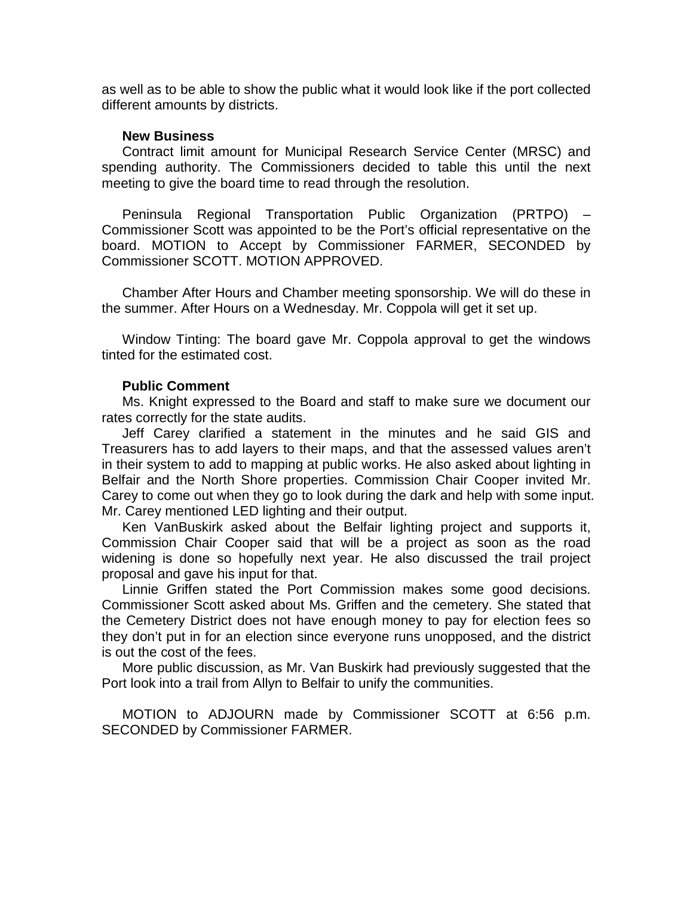as well as to be able to show the public what it would look like if the port collected different amounts by districts.

**New Business**

Contract limit amount for Municipal Research Service Center (MRSC) and spending authority. The Commissioners decided to table this until the next meeting to give the board time to read through the resolution.

Peninsula Regional Transportation Public Organization (PRTPO) – Commissioner Scott was appointed to be the Port's official representative on the board. MOTION to Accept by Commissioner FARMER, SECONDED by Commissioner SCOTT. MOTION APPROVED.

Chamber After Hours and Chamber meeting sponsorship. We will do these in the summer. After Hours on a Wednesday. Mr. Coppola will get it set up.

Window Tinting: The board gave Mr. Coppola approval to get the windows tinted for the estimated cost.

**Public Comment**

Ms. Knight expressed to the Board and staff to make sure we document our rates correctly for the state audits.

Jeff Carey clarified a statement in the minutes and he said GIS and Treasurers has to add layers to their maps, and that the assessed values aren't in their system to add to mapping at public works. He also asked about lighting in Belfair and the North Shore properties. Commission Chair Cooper invited Mr. Carey to come out when they go to look during the dark and help with some input. Mr. Carey mentioned LED lighting and their output.

Ken VanBuskirk asked about the Belfair lighting project and supports it, Commission Chair Cooper said that will be a project as soon as the road widening is done so hopefully next year. He also discussed the trail project proposal and gave his input for that.

Linnie Griffen stated the Port Commission makes some good decisions. Commissioner Scott asked about Ms. Griffen and the cemetery. She stated that the Cemetery District does not have enough money to pay for election fees so they don't put in for an election since everyone runs unopposed, and the district is out the cost of the fees.

More public discussion, as Mr. Van Buskirk had previously suggested that the Port look into a trail from Allyn to Belfair to unify the communities.

MOTION to ADJOURN made by Commissioner SCOTT at 6:56 p.m. SECONDED by Commissioner FARMER.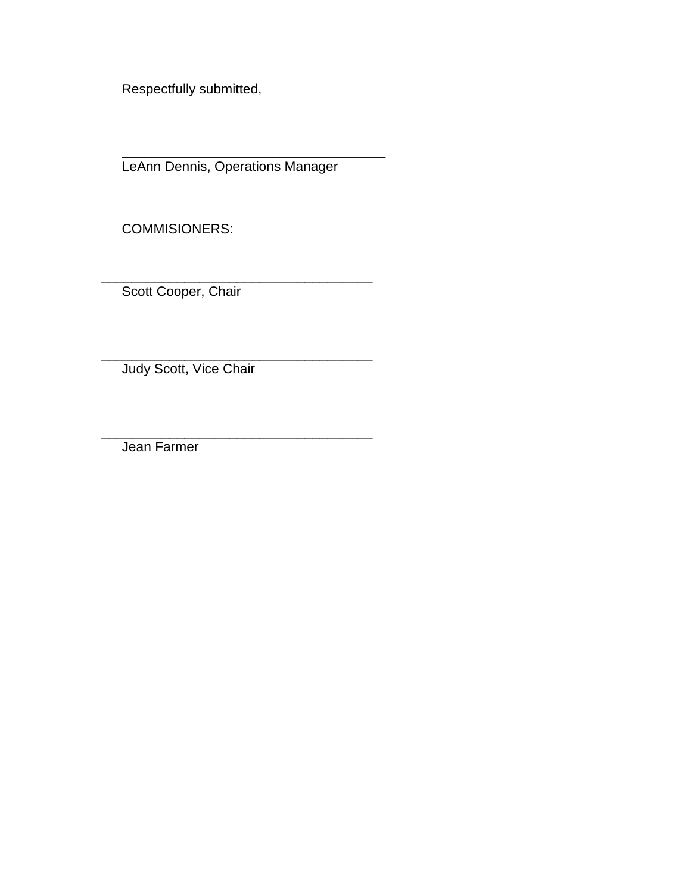Respectfully submitted,

\_\_\_\_\_\_\_\_\_\_\_\_\_\_\_\_\_\_\_\_\_\_\_\_\_\_\_\_\_\_\_\_\_\_\_\_

LeAnn Dennis, Operations Manager

COMMISIONERS:

\_\_\_\_\_\_\_\_\_\_\_\_\_\_\_\_\_\_\_\_\_\_\_\_\_\_\_\_\_\_\_\_\_\_\_\_

Scott Cooper, Chair

\_\_\_\_\_\_\_\_\_\_\_\_\_\_\_\_\_\_\_\_\_\_\_\_\_\_\_\_\_\_\_\_\_\_\_\_

Judy Scott, Vice Chair

\_\_\_\_\_\_\_\_\_\_\_\_\_\_\_\_\_\_\_\_\_\_\_\_\_\_\_\_\_\_\_\_\_\_\_\_

Jean Farmer